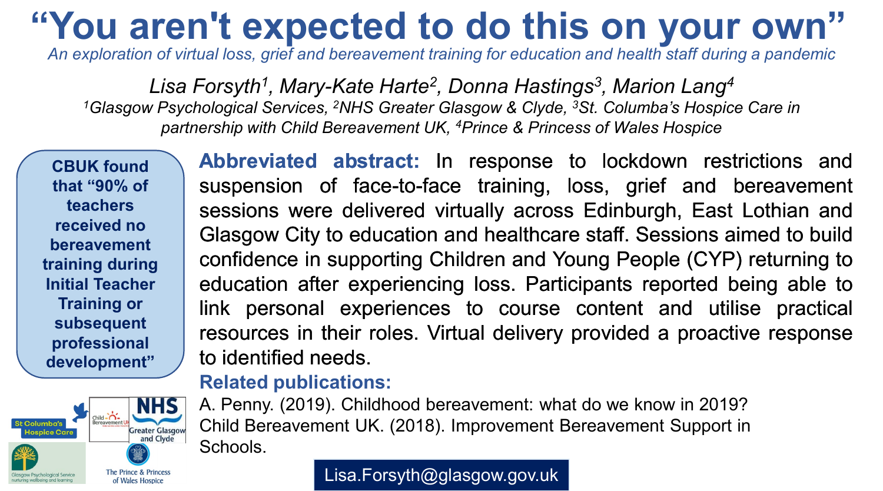# "You aren't expected to do this on your own"

*An exploration of virtual loss, grief and bereavement training for education and health staff during a pandemic*

*Lisa Forsyth[1], Mary-Kate Harte[2], Donna Hastings[3], Marion Lang[4]*

*[1]Glasgow Psychological Services, [2]NHS Greater Glasgow & Clyde, [3]St. Columba's Hospice Care in partnership with Child Bereavement UK, [4]Prince & Princess of Wales Hospice*

**CBUK found that "90% of teachers received no bereavement training during Initial Teacher Training or subsequent professional development"**

**Abbreviated abstract:** In response to lockdown restrictions and suspension of face-to-face training, loss, grief and bereavement sessions were delivered virtually across Edinburgh, East Lothian and Glasgow City to education and healthcare staff. Sessions aimed to build confidence in supporting Children and Young People (CYP) returning to education after experiencing loss. Participants reported being able to link personal experiences to course content and utilise practical resources in their roles. Virtual delivery provided a proactive response to identified needs.

**Related publications:**

A. Penny. (2019). Childhood bereavement: what do we know in 2019?

Child Bereavement UK. (2018). Improvement Bereavement Support in Schools.

Lisa.Forsyth@glasgow.gov.uk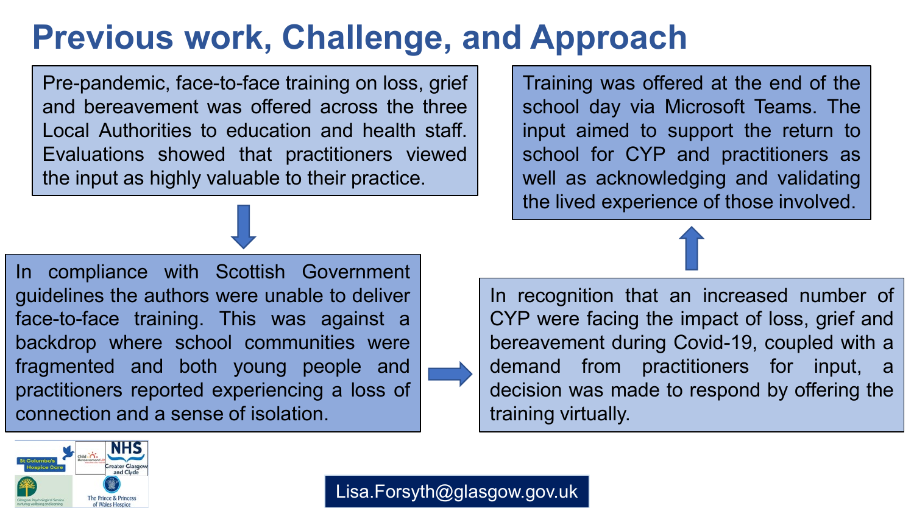# Previous work, Challenge, and Approach

Pre-pandemic, face-to-face training on loss, grief and bereavement was offered across the three Local Authorities to education and health staff. Evaluations showed that practitioners viewed the input as highly valuable to their practice.

In compliance with Scottish Government guidelines the authors were unable to deliver face-to-face training. This was against a backdrop where school communities were fragmented and both young people and practitioners reported experiencing a loss of connection and a sense of isolation.

In recognition that an increased number of CYP were facing the impact of loss, grief and bereavement during Covid-19, coupled with a demand from practitioners for input, a decision was made to respond by offering the training virtually.

Training was offered at the end of the school day via Microsoft Teams. The input aimed to support the return to school for CYP and practitioners as well as acknowledging and validating the lived experience of those involved.

Lisa.Forsyth@glasgow.gov.uk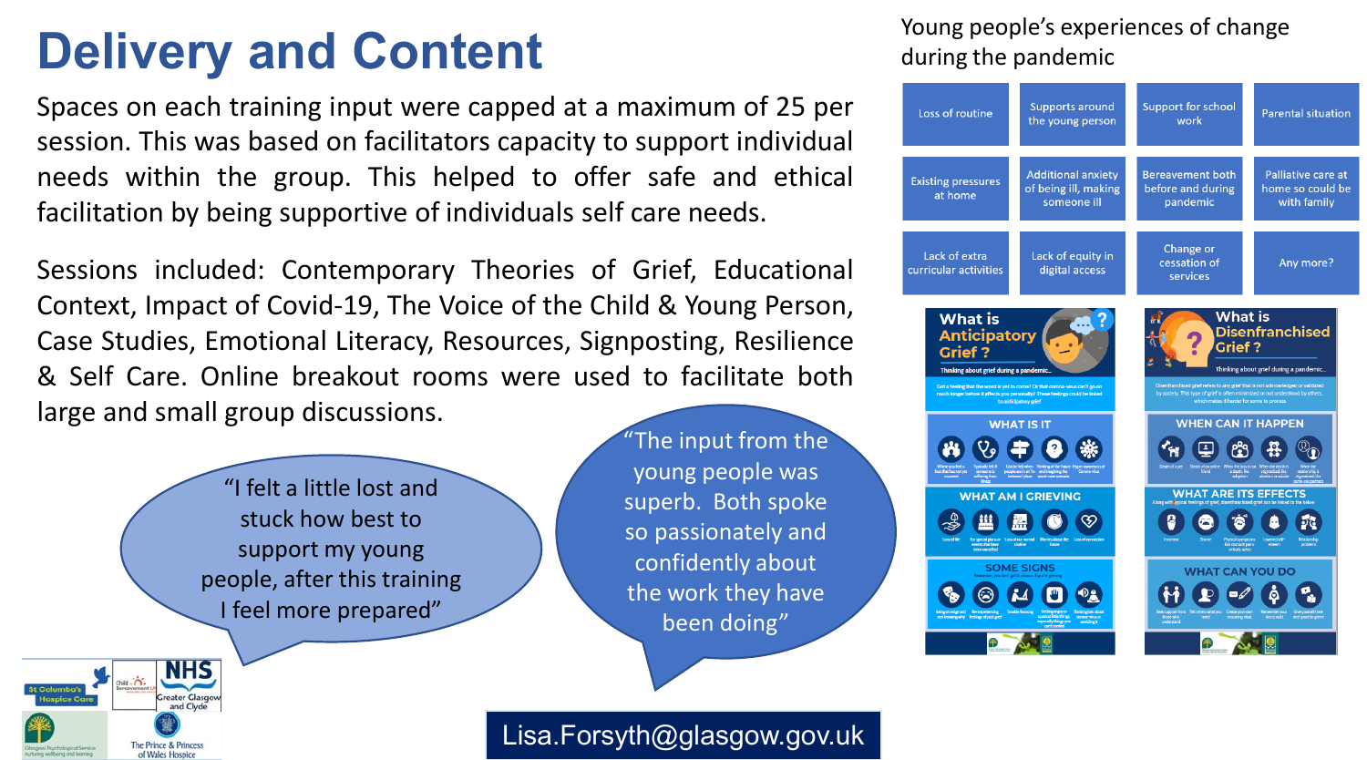# Delivery and Content

Spaces on each training input were capped at a maximum of 25 per session. This was based on facilitators capacity to support individual needs within the group. This helped to offer safe and ethical facilitation by being supportive of individuals self care needs.

Sessions included: Contemporary Theories of Grief, Educational Context, Impact of Covid-19, The Voice of the Child & Young Person, Case Studies, Emotional Literacy, Resources, Signposting, Resilience & Self Care. Online breakout rooms were used to facilitate both large and small group discussions.

"I felt a little lost and stuck how best to support my young people, after this training I feel more prepared"

"The input from the young people was superb. Both spoke so passionately and confidently about the work they have been doing"

## Young people's experiences of change during the pandemic

| | | | |
|---|---|---|---|
| Loss of routine | Supports around the young person | Support for school work | Parental situation |
| Existing pressures at home | Additional anxiety of being ill, making someone ill | Bereavement both before and during pandemic | Palliative care at home so could be with family |
| Lack of extra curricular activities | Lack of equity in digital access | Change or cessation of services | Any more? |

**What is Anticipatory Grief?**

Thinking about grief during a pandemic...

WHAT IS IT

WHAT AM I GRIEVING

SOME SIGNS

**What is Disenfranchised Grief?**

Thinking about grief during a pandemic...

WHEN CAN IT HAPPEN

WHAT ARE ITS EFFECTS

WHAT CAN YOU DO

Lisa.Forsyth@glasgow.gov.uk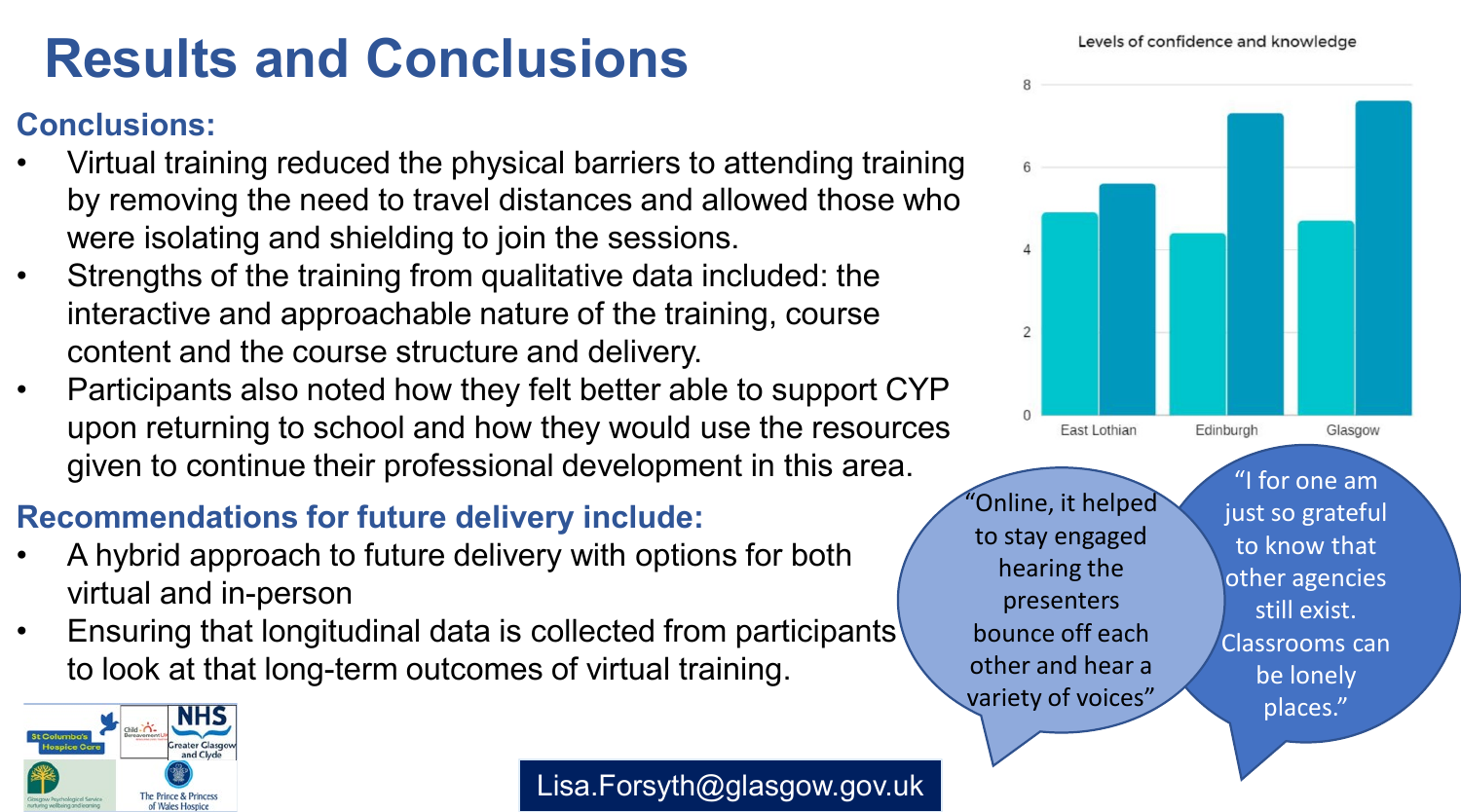# Results and Conclusions

## Conclusions:

- Virtual training reduced the physical barriers to attending training by removing the need to travel distances and allowed those who were isolating and shielding to join the sessions.
- Strengths of the training from qualitative data included: the interactive and approachable nature of the training, course content and the course structure and delivery.
- Participants also noted how they felt better able to support CYP upon returning to school and how they would use the resources given to continue their professional development in this area.

## Recommendations for future delivery include:

- A hybrid approach to future delivery with options for both virtual and in-person
- Ensuring that longitudinal data is collected from participants to look at that long-term outcomes of virtual training.

Levels of confidence and knowledge

8
6
4
2
0

East Lothian
Edinburgh
Glasgow

"Online, it helped to stay engaged hearing the presenters bounce off each other and hear a variety of voices"

"I for one am just so grateful to know that other agencies still exist. Classrooms can be lonely places."

Lisa.Forsyth@glasgow.gov.uk